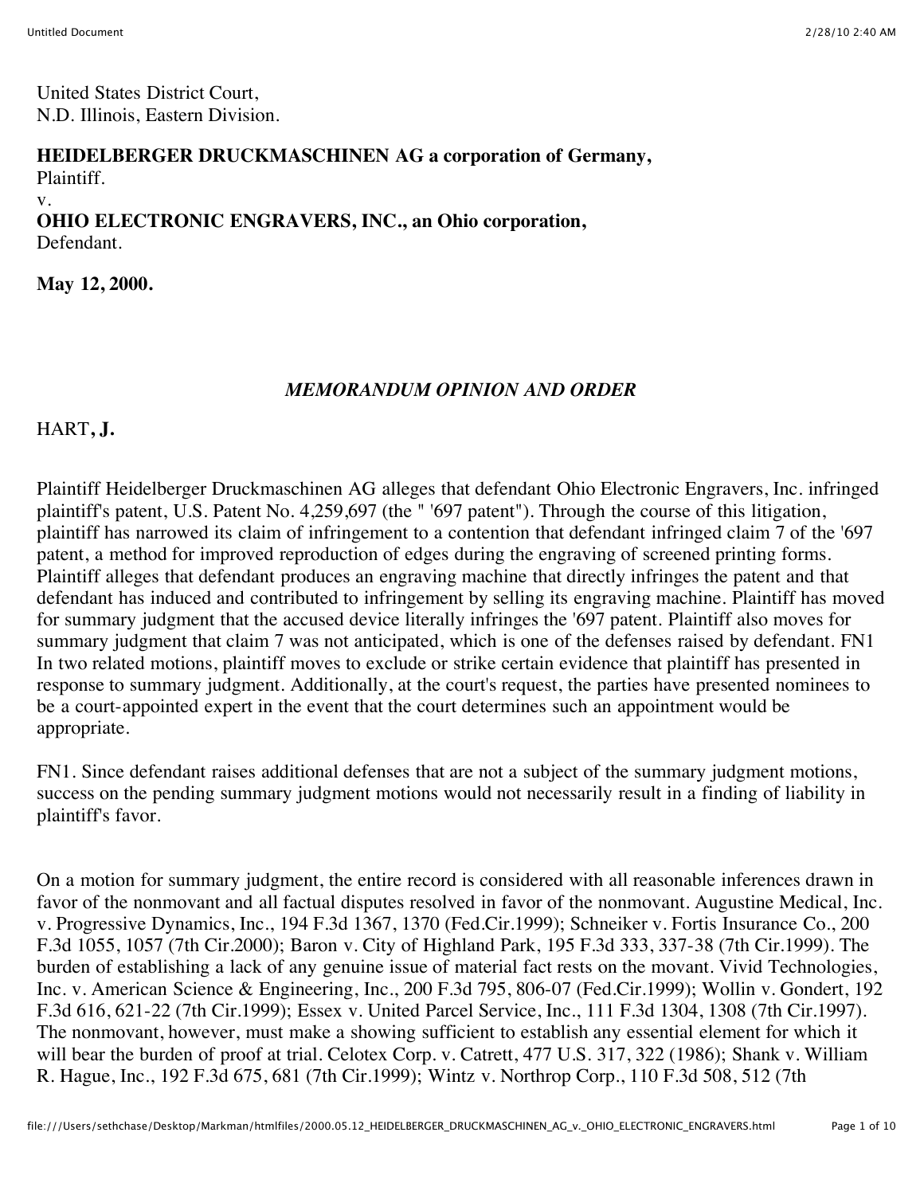United States District Court,
N.D. Illinois, Eastern Division.

**HEIDELBERGER DRUCKMASCHINEN AG a corporation of Germany,**
Plaintiff.
v.
**OHIO ELECTRONIC ENGRAVERS, INC., an Ohio corporation,**
Defendant.

**May 12, 2000.**

*MEMORANDUM OPINION AND ORDER*

HART**, J.**

Plaintiff Heidelberger Druckmaschinen AG alleges that defendant Ohio Electronic Engravers, Inc. infringed plaintiff's patent, U.S. Patent No. 4,259,697 (the " '697 patent"). Through the course of this litigation, plaintiff has narrowed its claim of infringement to a contention that defendant infringed claim 7 of the '697 patent, a method for improved reproduction of edges during the engraving of screened printing forms. Plaintiff alleges that defendant produces an engraving machine that directly infringes the patent and that defendant has induced and contributed to infringement by selling its engraving machine. Plaintiff has moved for summary judgment that the accused device literally infringes the '697 patent. Plaintiff also moves for summary judgment that claim 7 was not anticipated, which is one of the defenses raised by defendant. FN1 In two related motions, plaintiff moves to exclude or strike certain evidence that plaintiff has presented in response to summary judgment. Additionally, at the court's request, the parties have presented nominees to be a court-appointed expert in the event that the court determines such an appointment would be appropriate.

FN1. Since defendant raises additional defenses that are not a subject of the summary judgment motions, success on the pending summary judgment motions would not necessarily result in a finding of liability in plaintiff's favor.

On a motion for summary judgment, the entire record is considered with all reasonable inferences drawn in favor of the nonmovant and all factual disputes resolved in favor of the nonmovant. Augustine Medical, Inc. v. Progressive Dynamics, Inc., 194 F.3d 1367, 1370 (Fed.Cir.1999); Schneiker v. Fortis Insurance Co., 200 F.3d 1055, 1057 (7th Cir.2000); Baron v. City of Highland Park, 195 F.3d 333, 337-38 (7th Cir.1999). The burden of establishing a lack of any genuine issue of material fact rests on the movant. Vivid Technologies, Inc. v. American Science & Engineering, Inc., 200 F.3d 795, 806-07 (Fed.Cir.1999); Wollin v. Gondert, 192 F.3d 616, 621-22 (7th Cir.1999); Essex v. United Parcel Service, Inc., 111 F.3d 1304, 1308 (7th Cir.1997). The nonmovant, however, must make a showing sufficient to establish any essential element for which it will bear the burden of proof at trial. Celotex Corp. v. Catrett, 477 U.S. 317, 322 (1986); Shank v. William R. Hague, Inc., 192 F.3d 675, 681 (7th Cir.1999); Wintz v. Northrop Corp., 110 F.3d 508, 512 (7th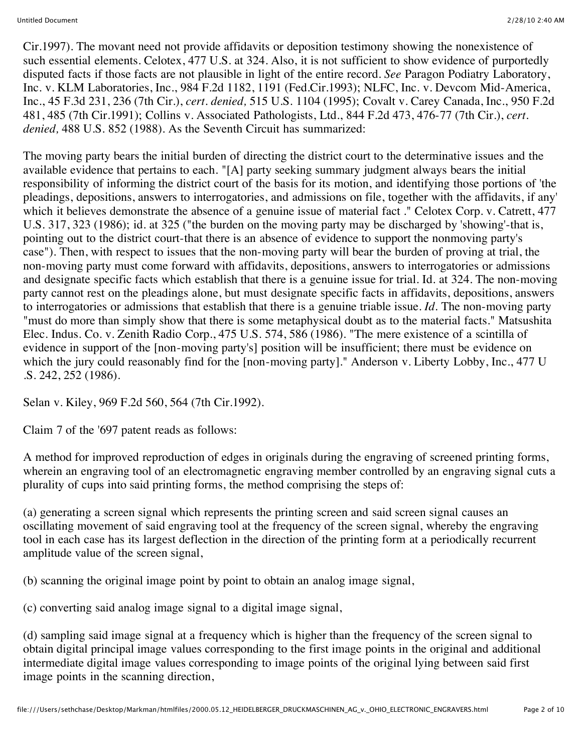Cir.1997). The movant need not provide affidavits or deposition testimony showing the nonexistence of such essential elements. Celotex, 477 U.S. at 324. Also, it is not sufficient to show evidence of purportedly disputed facts if those facts are not plausible in light of the entire record. *See* Paragon Podiatry Laboratory, Inc. v. KLM Laboratories, Inc., 984 F.2d 1182, 1191 (Fed.Cir.1993); NLFC, Inc. v. Devcom Mid-America, Inc., 45 F.3d 231, 236 (7th Cir.), *cert. denied,* 515 U.S. 1104 (1995); Covalt v. Carey Canada, Inc., 950 F.2d 481, 485 (7th Cir.1991); Collins v. Associated Pathologists, Ltd., 844 F.2d 473, 476-77 (7th Cir.), *cert. denied,* 488 U.S. 852 (1988). As the Seventh Circuit has summarized:

The moving party bears the initial burden of directing the district court to the determinative issues and the available evidence that pertains to each. "[A] party seeking summary judgment always bears the initial responsibility of informing the district court of the basis for its motion, and identifying those portions of 'the pleadings, depositions, answers to interrogatories, and admissions on file, together with the affidavits, if any' which it believes demonstrate the absence of a genuine issue of material fact ." Celotex Corp. v. Catrett, 477 U.S. 317, 323 (1986); id. at 325 ("the burden on the moving party may be discharged by 'showing'-that is, pointing out to the district court-that there is an absence of evidence to support the nonmoving party's case"). Then, with respect to issues that the non-moving party will bear the burden of proving at trial, the non-moving party must come forward with affidavits, depositions, answers to interrogatories or admissions and designate specific facts which establish that there is a genuine issue for trial. Id. at 324. The non-moving party cannot rest on the pleadings alone, but must designate specific facts in affidavits, depositions, answers to interrogatories or admissions that establish that there is a genuine triable issue. *Id.* The non-moving party "must do more than simply show that there is some metaphysical doubt as to the material facts." Matsushita Elec. Indus. Co. v. Zenith Radio Corp., 475 U.S. 574, 586 (1986). "The mere existence of a scintilla of evidence in support of the [non-moving party's] position will be insufficient; there must be evidence on which the jury could reasonably find for the [non-moving party]." Anderson v. Liberty Lobby, Inc., 477 U .S. 242, 252 (1986).

Selan v. Kiley, 969 F.2d 560, 564 (7th Cir.1992).

Claim 7 of the '697 patent reads as follows:

A method for improved reproduction of edges in originals during the engraving of screened printing forms, wherein an engraving tool of an electromagnetic engraving member controlled by an engraving signal cuts a plurality of cups into said printing forms, the method comprising the steps of:

(a) generating a screen signal which represents the printing screen and said screen signal causes an oscillating movement of said engraving tool at the frequency of the screen signal, whereby the engraving tool in each case has its largest deflection in the direction of the printing form at a periodically recurrent amplitude value of the screen signal,

(b) scanning the original image point by point to obtain an analog image signal,

(c) converting said analog image signal to a digital image signal,

(d) sampling said image signal at a frequency which is higher than the frequency of the screen signal to obtain digital principal image values corresponding to the first image points in the original and additional intermediate digital image values corresponding to image points of the original lying between said first image points in the scanning direction,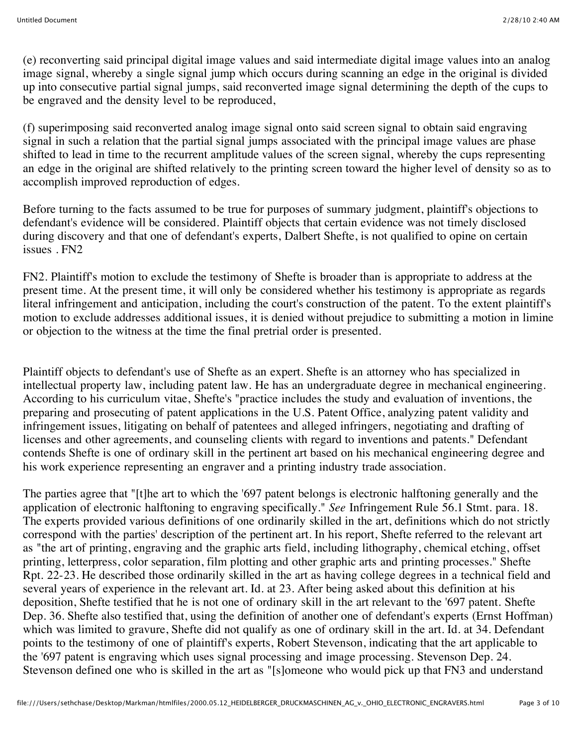(e) reconverting said principal digital image values and said intermediate digital image values into an analog image signal, whereby a single signal jump which occurs during scanning an edge in the original is divided up into consecutive partial signal jumps, said reconverted image signal determining the depth of the cups to be engraved and the density level to be reproduced,

(f) superimposing said reconverted analog image signal onto said screen signal to obtain said engraving signal in such a relation that the partial signal jumps associated with the principal image values are phase shifted to lead in time to the recurrent amplitude values of the screen signal, whereby the cups representing an edge in the original are shifted relatively to the printing screen toward the higher level of density so as to accomplish improved reproduction of edges.

Before turning to the facts assumed to be true for purposes of summary judgment, plaintiff's objections to defendant's evidence will be considered. Plaintiff objects that certain evidence was not timely disclosed during discovery and that one of defendant's experts, Dalbert Shefte, is not qualified to opine on certain issues . FN2

FN2. Plaintiff's motion to exclude the testimony of Shefte is broader than is appropriate to address at the present time. At the present time, it will only be considered whether his testimony is appropriate as regards literal infringement and anticipation, including the court's construction of the patent. To the extent plaintiff's motion to exclude addresses additional issues, it is denied without prejudice to submitting a motion in limine or objection to the witness at the time the final pretrial order is presented.

Plaintiff objects to defendant's use of Shefte as an expert. Shefte is an attorney who has specialized in intellectual property law, including patent law. He has an undergraduate degree in mechanical engineering. According to his curriculum vitae, Shefte's "practice includes the study and evaluation of inventions, the preparing and prosecuting of patent applications in the U.S. Patent Office, analyzing patent validity and infringement issues, litigating on behalf of patentees and alleged infringers, negotiating and drafting of licenses and other agreements, and counseling clients with regard to inventions and patents." Defendant contends Shefte is one of ordinary skill in the pertinent art based on his mechanical engineering degree and his work experience representing an engraver and a printing industry trade association.

The parties agree that "[t]he art to which the '697 patent belongs is electronic halftoning generally and the application of electronic halftoning to engraving specifically." *See* Infringement Rule 56.1 Stmt. para. 18. The experts provided various definitions of one ordinarily skilled in the art, definitions which do not strictly correspond with the parties' description of the pertinent art. In his report, Shefte referred to the relevant art as "the art of printing, engraving and the graphic arts field, including lithography, chemical etching, offset printing, letterpress, color separation, film plotting and other graphic arts and printing processes." Shefte Rpt. 22-23. He described those ordinarily skilled in the art as having college degrees in a technical field and several years of experience in the relevant art. Id. at 23. After being asked about this definition at his deposition, Shefte testified that he is not one of ordinary skill in the art relevant to the '697 patent. Shefte Dep. 36. Shefte also testified that, using the definition of another one of defendant's experts (Ernst Hoffman) which was limited to gravure, Shefte did not qualify as one of ordinary skill in the art. Id. at 34. Defendant points to the testimony of one of plaintiff's experts, Robert Stevenson, indicating that the art applicable to the '697 patent is engraving which uses signal processing and image processing. Stevenson Dep. 24. Stevenson defined one who is skilled in the art as "[s]omeone who would pick up that FN3 and understand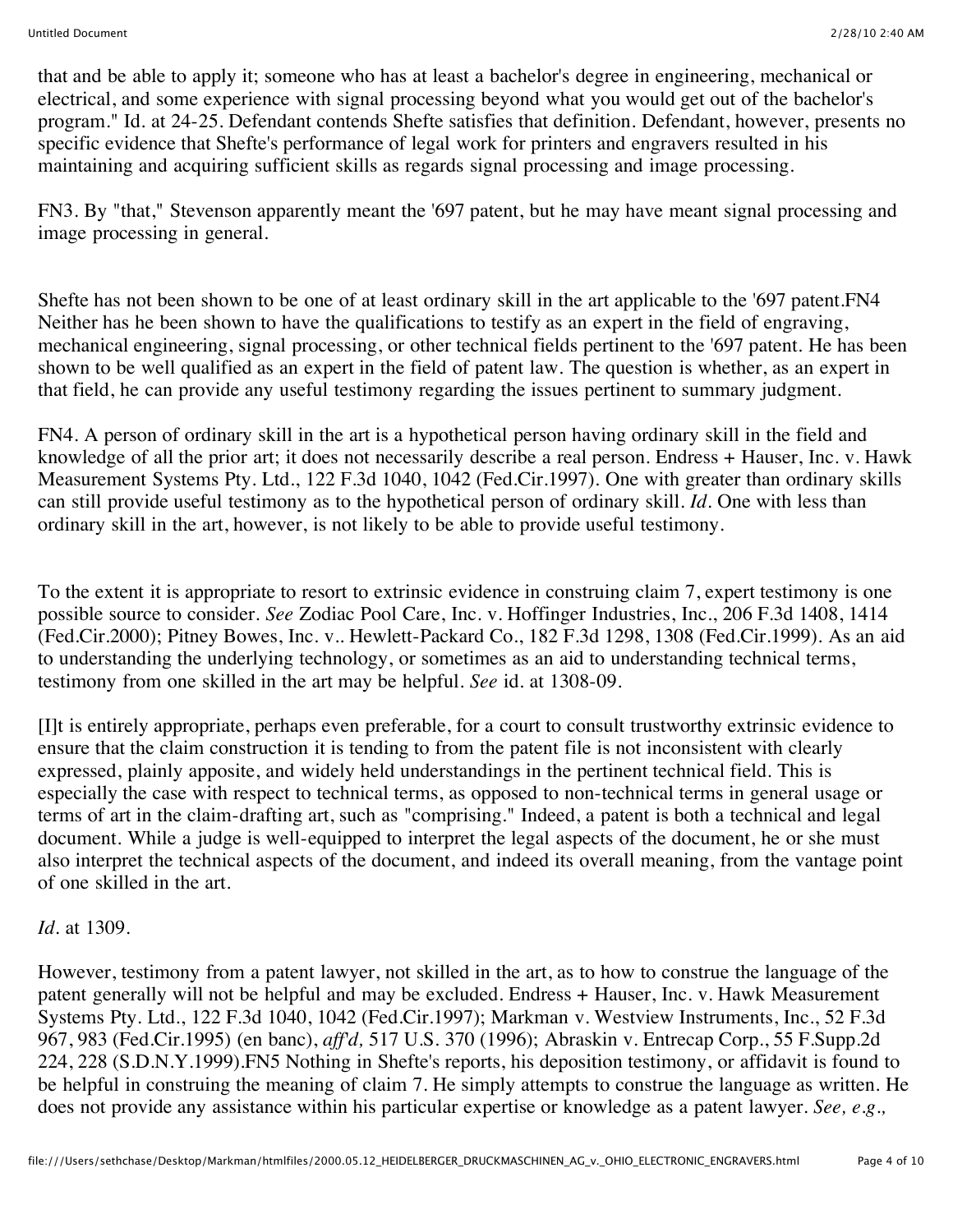that and be able to apply it; someone who has at least a bachelor's degree in engineering, mechanical or electrical, and some experience with signal processing beyond what you would get out of the bachelor's program." Id. at 24-25. Defendant contends Shefte satisfies that definition. Defendant, however, presents no specific evidence that Shefte's performance of legal work for printers and engravers resulted in his maintaining and acquiring sufficient skills as regards signal processing and image processing.

FN3. By "that," Stevenson apparently meant the '697 patent, but he may have meant signal processing and image processing in general.

Shefte has not been shown to be one of at least ordinary skill in the art applicable to the '697 patent.FN4 Neither has he been shown to have the qualifications to testify as an expert in the field of engraving, mechanical engineering, signal processing, or other technical fields pertinent to the '697 patent. He has been shown to be well qualified as an expert in the field of patent law. The question is whether, as an expert in that field, he can provide any useful testimony regarding the issues pertinent to summary judgment.

FN4. A person of ordinary skill in the art is a hypothetical person having ordinary skill in the field and knowledge of all the prior art; it does not necessarily describe a real person. Endress + Hauser, Inc. v. Hawk Measurement Systems Pty. Ltd., 122 F.3d 1040, 1042 (Fed.Cir.1997). One with greater than ordinary skills can still provide useful testimony as to the hypothetical person of ordinary skill. *Id.* One with less than ordinary skill in the art, however, is not likely to be able to provide useful testimony.

To the extent it is appropriate to resort to extrinsic evidence in construing claim 7, expert testimony is one possible source to consider. *See* Zodiac Pool Care, Inc. v. Hoffinger Industries, Inc., 206 F.3d 1408, 1414 (Fed.Cir.2000); Pitney Bowes, Inc. v.. Hewlett-Packard Co., 182 F.3d 1298, 1308 (Fed.Cir.1999). As an aid to understanding the underlying technology, or sometimes as an aid to understanding technical terms, testimony from one skilled in the art may be helpful. *See* id. at 1308-09.

[I]t is entirely appropriate, perhaps even preferable, for a court to consult trustworthy extrinsic evidence to ensure that the claim construction it is tending to from the patent file is not inconsistent with clearly expressed, plainly apposite, and widely held understandings in the pertinent technical field. This is especially the case with respect to technical terms, as opposed to non-technical terms in general usage or terms of art in the claim-drafting art, such as "comprising." Indeed, a patent is both a technical and legal document. While a judge is well-equipped to interpret the legal aspects of the document, he or she must also interpret the technical aspects of the document, and indeed its overall meaning, from the vantage point of one skilled in the art.

*Id.* at 1309.

However, testimony from a patent lawyer, not skilled in the art, as to how to construe the language of the patent generally will not be helpful and may be excluded. Endress + Hauser, Inc. v. Hawk Measurement Systems Pty. Ltd., 122 F.3d 1040, 1042 (Fed.Cir.1997); Markman v. Westview Instruments, Inc., 52 F.3d 967, 983 (Fed.Cir.1995) (en banc), *aff'd,* 517 U.S. 370 (1996); Abraskin v. Entrecap Corp., 55 F.Supp.2d 224, 228 (S.D.N.Y.1999).FN5 Nothing in Shefte's reports, his deposition testimony, or affidavit is found to be helpful in construing the meaning of claim 7. He simply attempts to construe the language as written. He does not provide any assistance within his particular expertise or knowledge as a patent lawyer. *See, e.g.,*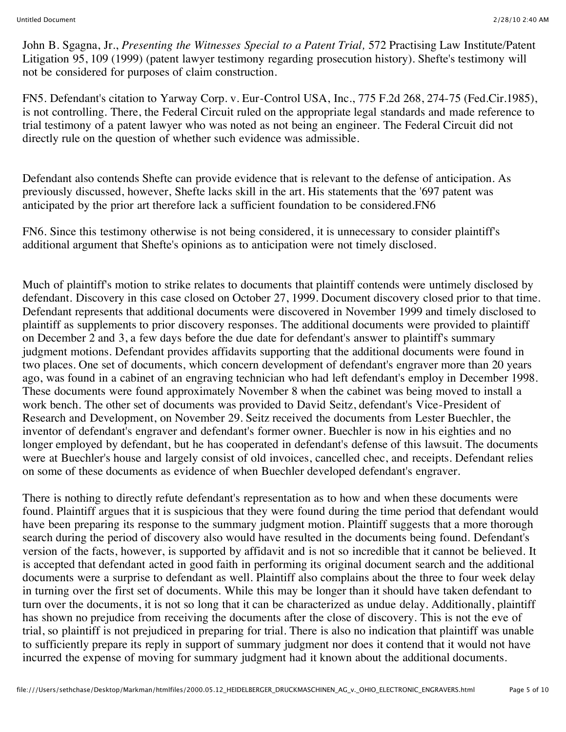John B. Sgagna, Jr., *Presenting the Witnesses Special to a Patent Trial,* 572 Practising Law Institute/Patent Litigation 95, 109 (1999) (patent lawyer testimony regarding prosecution history). Shefte's testimony will not be considered for purposes of claim construction.

FN5. Defendant's citation to Yarway Corp. v. Eur-Control USA, Inc., 775 F.2d 268, 274-75 (Fed.Cir.1985), is not controlling. There, the Federal Circuit ruled on the appropriate legal standards and made reference to trial testimony of a patent lawyer who was noted as not being an engineer. The Federal Circuit did not directly rule on the question of whether such evidence was admissible.

Defendant also contends Shefte can provide evidence that is relevant to the defense of anticipation. As previously discussed, however, Shefte lacks skill in the art. His statements that the '697 patent was anticipated by the prior art therefore lack a sufficient foundation to be considered.FN6

FN6. Since this testimony otherwise is not being considered, it is unnecessary to consider plaintiff's additional argument that Shefte's opinions as to anticipation were not timely disclosed.

Much of plaintiff's motion to strike relates to documents that plaintiff contends were untimely disclosed by defendant. Discovery in this case closed on October 27, 1999. Document discovery closed prior to that time. Defendant represents that additional documents were discovered in November 1999 and timely disclosed to plaintiff as supplements to prior discovery responses. The additional documents were provided to plaintiff on December 2 and 3, a few days before the due date for defendant's answer to plaintiff's summary judgment motions. Defendant provides affidavits supporting that the additional documents were found in two places. One set of documents, which concern development of defendant's engraver more than 20 years ago, was found in a cabinet of an engraving technician who had left defendant's employ in December 1998. These documents were found approximately November 8 when the cabinet was being moved to install a work bench. The other set of documents was provided to David Seitz, defendant's Vice-President of Research and Development, on November 29. Seitz received the documents from Lester Buechler, the inventor of defendant's engraver and defendant's former owner. Buechler is now in his eighties and no longer employed by defendant, but he has cooperated in defendant's defense of this lawsuit. The documents were at Buechler's house and largely consist of old invoices, cancelled chec, and receipts. Defendant relies on some of these documents as evidence of when Buechler developed defendant's engraver.

There is nothing to directly refute defendant's representation as to how and when these documents were found. Plaintiff argues that it is suspicious that they were found during the time period that defendant would have been preparing its response to the summary judgment motion. Plaintiff suggests that a more thorough search during the period of discovery also would have resulted in the documents being found. Defendant's version of the facts, however, is supported by affidavit and is not so incredible that it cannot be believed. It is accepted that defendant acted in good faith in performing its original document search and the additional documents were a surprise to defendant as well. Plaintiff also complains about the three to four week delay in turning over the first set of documents. While this may be longer than it should have taken defendant to turn over the documents, it is not so long that it can be characterized as undue delay. Additionally, plaintiff has shown no prejudice from receiving the documents after the close of discovery. This is not the eve of trial, so plaintiff is not prejudiced in preparing for trial. There is also no indication that plaintiff was unable to sufficiently prepare its reply in support of summary judgment nor does it contend that it would not have incurred the expense of moving for summary judgment had it known about the additional documents.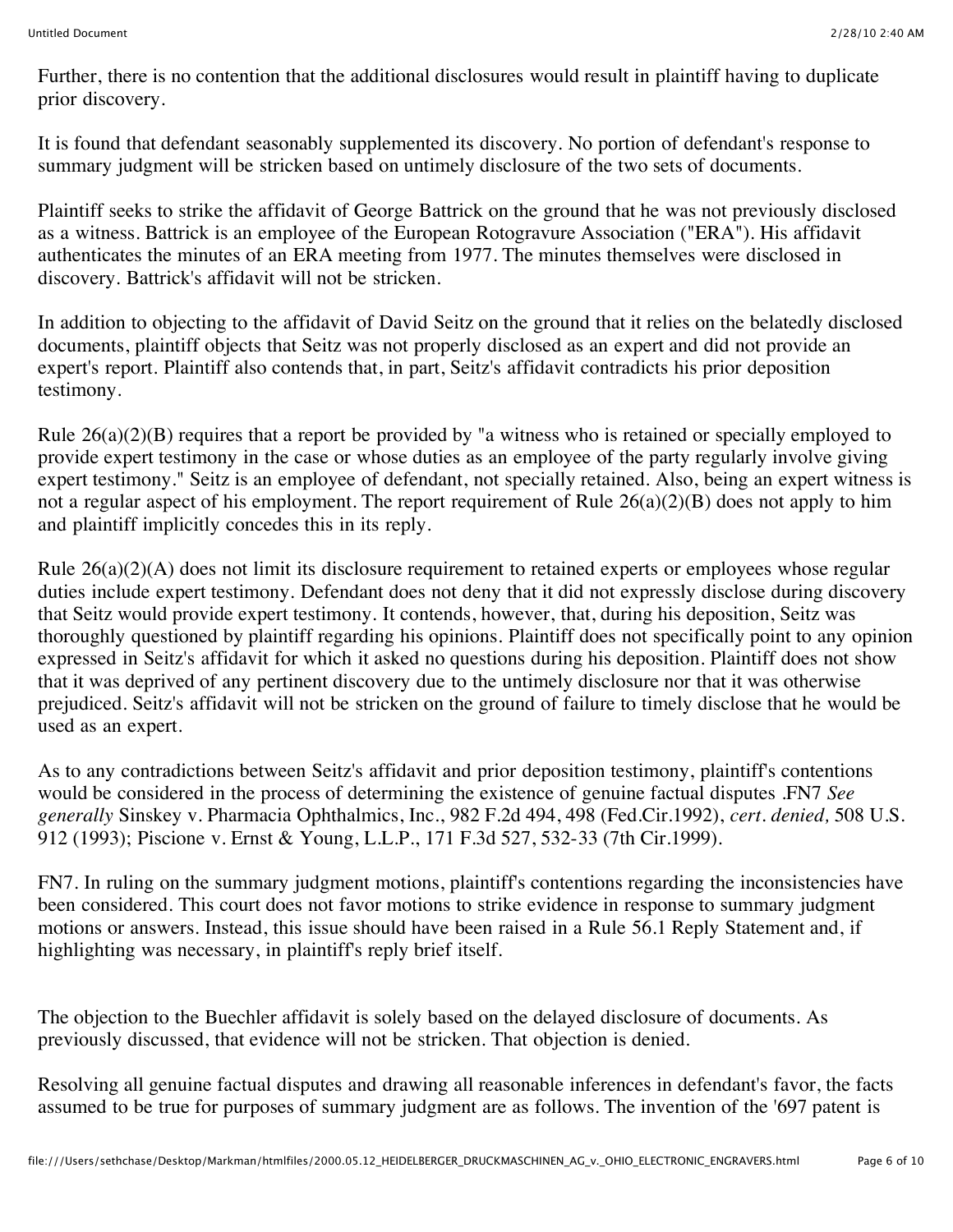Further, there is no contention that the additional disclosures would result in plaintiff having to duplicate prior discovery.

It is found that defendant seasonably supplemented its discovery. No portion of defendant's response to summary judgment will be stricken based on untimely disclosure of the two sets of documents.

Plaintiff seeks to strike the affidavit of George Battrick on the ground that he was not previously disclosed as a witness. Battrick is an employee of the European Rotogravure Association ("ERA"). His affidavit authenticates the minutes of an ERA meeting from 1977. The minutes themselves were disclosed in discovery. Battrick's affidavit will not be stricken.

In addition to objecting to the affidavit of David Seitz on the ground that it relies on the belatedly disclosed documents, plaintiff objects that Seitz was not properly disclosed as an expert and did not provide an expert's report. Plaintiff also contends that, in part, Seitz's affidavit contradicts his prior deposition testimony.

Rule 26(a)(2)(B) requires that a report be provided by "a witness who is retained or specially employed to provide expert testimony in the case or whose duties as an employee of the party regularly involve giving expert testimony." Seitz is an employee of defendant, not specially retained. Also, being an expert witness is not a regular aspect of his employment. The report requirement of Rule 26(a)(2)(B) does not apply to him and plaintiff implicitly concedes this in its reply.

Rule 26(a)(2)(A) does not limit its disclosure requirement to retained experts or employees whose regular duties include expert testimony. Defendant does not deny that it did not expressly disclose during discovery that Seitz would provide expert testimony. It contends, however, that, during his deposition, Seitz was thoroughly questioned by plaintiff regarding his opinions. Plaintiff does not specifically point to any opinion expressed in Seitz's affidavit for which it asked no questions during his deposition. Plaintiff does not show that it was deprived of any pertinent discovery due to the untimely disclosure nor that it was otherwise prejudiced. Seitz's affidavit will not be stricken on the ground of failure to timely disclose that he would be used as an expert.

As to any contradictions between Seitz's affidavit and prior deposition testimony, plaintiff's contentions would be considered in the process of determining the existence of genuine factual disputes .FN7 *See generally* Sinskey v. Pharmacia Ophthalmics, Inc., 982 F.2d 494, 498 (Fed.Cir.1992), *cert. denied,* 508 U.S. 912 (1993); Piscione v. Ernst & Young, L.L.P., 171 F.3d 527, 532-33 (7th Cir.1999).

FN7. In ruling on the summary judgment motions, plaintiff's contentions regarding the inconsistencies have been considered. This court does not favor motions to strike evidence in response to summary judgment motions or answers. Instead, this issue should have been raised in a Rule 56.1 Reply Statement and, if highlighting was necessary, in plaintiff's reply brief itself.

The objection to the Buechler affidavit is solely based on the delayed disclosure of documents. As previously discussed, that evidence will not be stricken. That objection is denied.

Resolving all genuine factual disputes and drawing all reasonable inferences in defendant's favor, the facts assumed to be true for purposes of summary judgment are as follows. The invention of the '697 patent is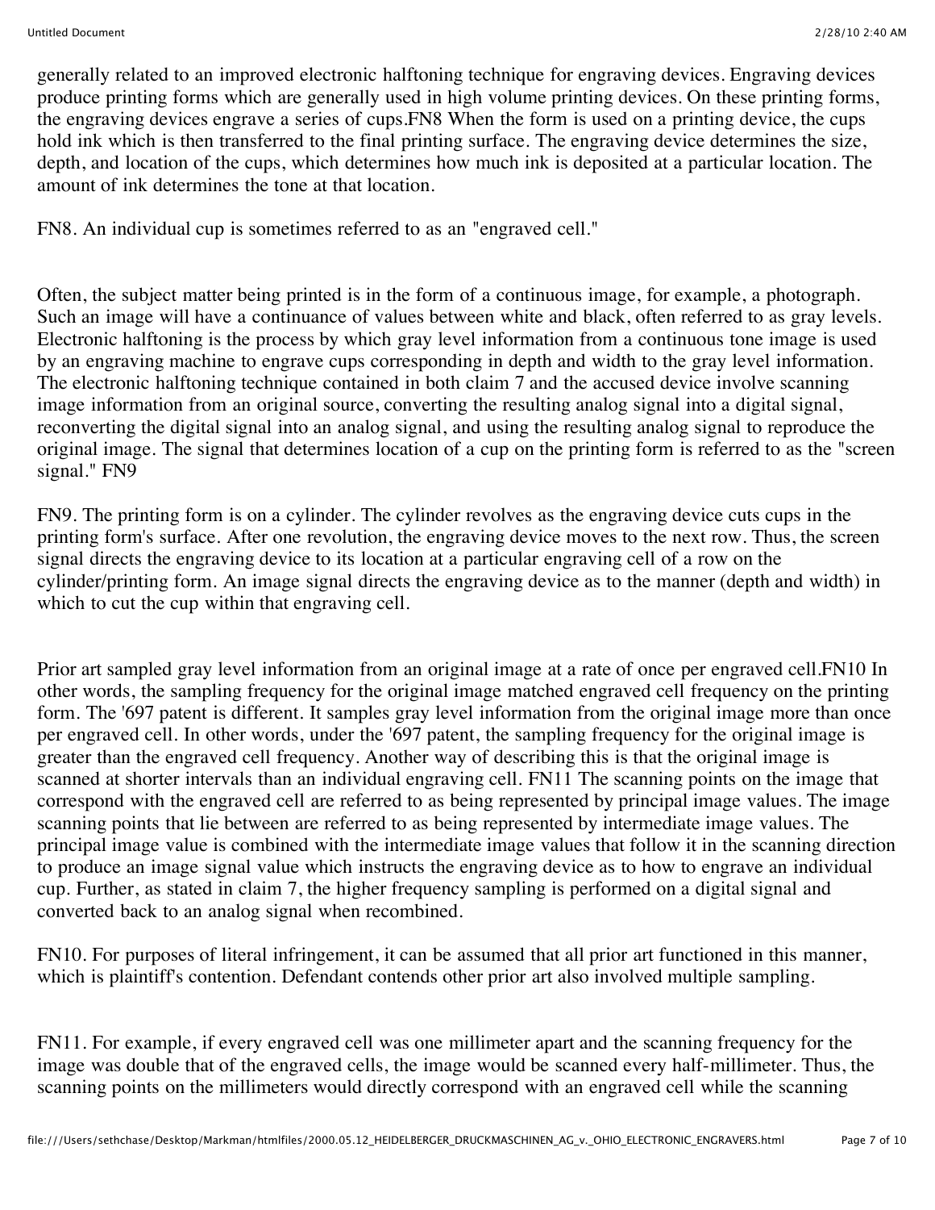generally related to an improved electronic halftoning technique for engraving devices. Engraving devices produce printing forms which are generally used in high volume printing devices. On these printing forms, the engraving devices engrave a series of cups.FN8 When the form is used on a printing device, the cups hold ink which is then transferred to the final printing surface. The engraving device determines the size, depth, and location of the cups, which determines how much ink is deposited at a particular location. The amount of ink determines the tone at that location.

FN8. An individual cup is sometimes referred to as an "engraved cell."

Often, the subject matter being printed is in the form of a continuous image, for example, a photograph. Such an image will have a continuance of values between white and black, often referred to as gray levels. Electronic halftoning is the process by which gray level information from a continuous tone image is used by an engraving machine to engrave cups corresponding in depth and width to the gray level information. The electronic halftoning technique contained in both claim 7 and the accused device involve scanning image information from an original source, converting the resulting analog signal into a digital signal, reconverting the digital signal into an analog signal, and using the resulting analog signal to reproduce the original image. The signal that determines location of a cup on the printing form is referred to as the "screen signal." FN9

FN9. The printing form is on a cylinder. The cylinder revolves as the engraving device cuts cups in the printing form's surface. After one revolution, the engraving device moves to the next row. Thus, the screen signal directs the engraving device to its location at a particular engraving cell of a row on the cylinder/printing form. An image signal directs the engraving device as to the manner (depth and width) in which to cut the cup within that engraving cell.

Prior art sampled gray level information from an original image at a rate of once per engraved cell.FN10 In other words, the sampling frequency for the original image matched engraved cell frequency on the printing form. The '697 patent is different. It samples gray level information from the original image more than once per engraved cell. In other words, under the '697 patent, the sampling frequency for the original image is greater than the engraved cell frequency. Another way of describing this is that the original image is scanned at shorter intervals than an individual engraving cell. FN11 The scanning points on the image that correspond with the engraved cell are referred to as being represented by principal image values. The image scanning points that lie between are referred to as being represented by intermediate image values. The principal image value is combined with the intermediate image values that follow it in the scanning direction to produce an image signal value which instructs the engraving device as to how to engrave an individual cup. Further, as stated in claim 7, the higher frequency sampling is performed on a digital signal and converted back to an analog signal when recombined.

FN10. For purposes of literal infringement, it can be assumed that all prior art functioned in this manner, which is plaintiff's contention. Defendant contends other prior art also involved multiple sampling.

FN11. For example, if every engraved cell was one millimeter apart and the scanning frequency for the image was double that of the engraved cells, the image would be scanned every half-millimeter. Thus, the scanning points on the millimeters would directly correspond with an engraved cell while the scanning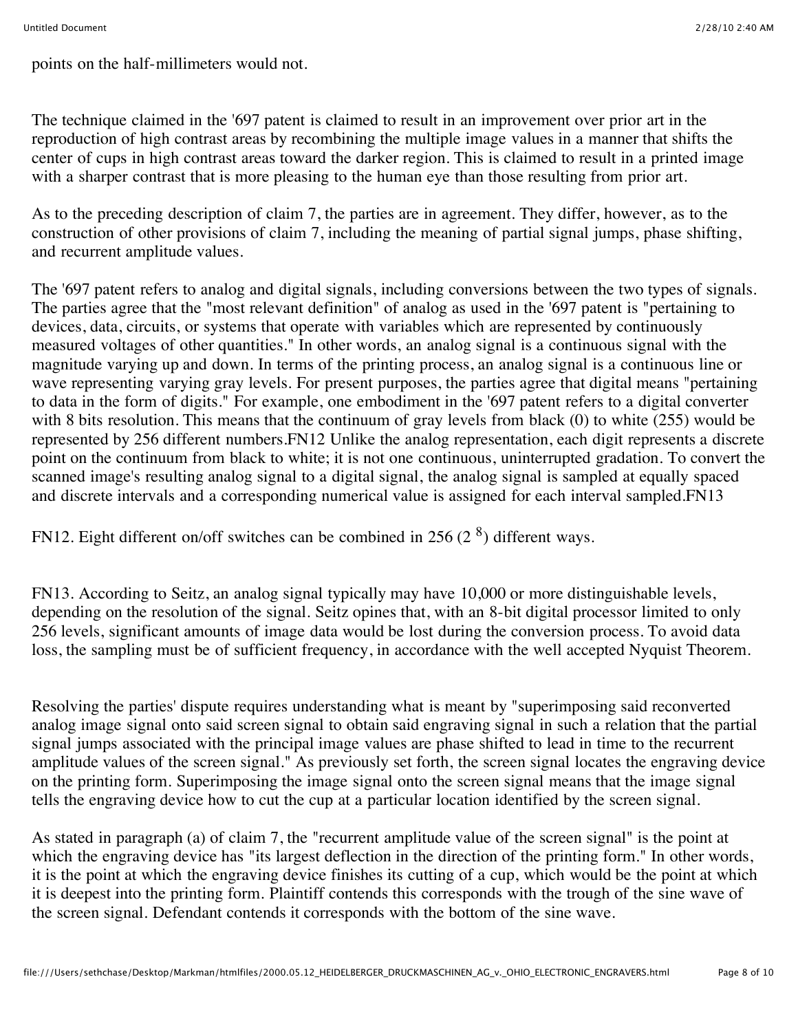points on the half-millimeters would not.

The technique claimed in the '697 patent is claimed to result in an improvement over prior art in the reproduction of high contrast areas by recombining the multiple image values in a manner that shifts the center of cups in high contrast areas toward the darker region. This is claimed to result in a printed image with a sharper contrast that is more pleasing to the human eye than those resulting from prior art.

As to the preceding description of claim 7, the parties are in agreement. They differ, however, as to the construction of other provisions of claim 7, including the meaning of partial signal jumps, phase shifting, and recurrent amplitude values.

The '697 patent refers to analog and digital signals, including conversions between the two types of signals. The parties agree that the "most relevant definition" of analog as used in the '697 patent is "pertaining to devices, data, circuits, or systems that operate with variables which are represented by continuously measured voltages of other quantities." In other words, an analog signal is a continuous signal with the magnitude varying up and down. In terms of the printing process, an analog signal is a continuous line or wave representing varying gray levels. For present purposes, the parties agree that digital means "pertaining to data in the form of digits." For example, one embodiment in the '697 patent refers to a digital converter with 8 bits resolution. This means that the continuum of gray levels from black (0) to white (255) would be represented by 256 different numbers.FN12 Unlike the analog representation, each digit represents a discrete point on the continuum from black to white; it is not one continuous, uninterrupted gradation. To convert the scanned image's resulting analog signal to a digital signal, the analog signal is sampled at equally spaced and discrete intervals and a corresponding numerical value is assigned for each interval sampled.FN13

FN12. Eight different on/off switches can be combined in 256 ($2^8$) different ways.

FN13. According to Seitz, an analog signal typically may have 10,000 or more distinguishable levels, depending on the resolution of the signal. Seitz opines that, with an 8-bit digital processor limited to only 256 levels, significant amounts of image data would be lost during the conversion process. To avoid data loss, the sampling must be of sufficient frequency, in accordance with the well accepted Nyquist Theorem.

Resolving the parties' dispute requires understanding what is meant by "superimposing said reconverted analog image signal onto said screen signal to obtain said engraving signal in such a relation that the partial signal jumps associated with the principal image values are phase shifted to lead in time to the recurrent amplitude values of the screen signal." As previously set forth, the screen signal locates the engraving device on the printing form. Superimposing the image signal onto the screen signal means that the image signal tells the engraving device how to cut the cup at a particular location identified by the screen signal.

As stated in paragraph (a) of claim 7, the "recurrent amplitude value of the screen signal" is the point at which the engraving device has "its largest deflection in the direction of the printing form." In other words, it is the point at which the engraving device finishes its cutting of a cup, which would be the point at which it is deepest into the printing form. Plaintiff contends this corresponds with the trough of the sine wave of the screen signal. Defendant contends it corresponds with the bottom of the sine wave.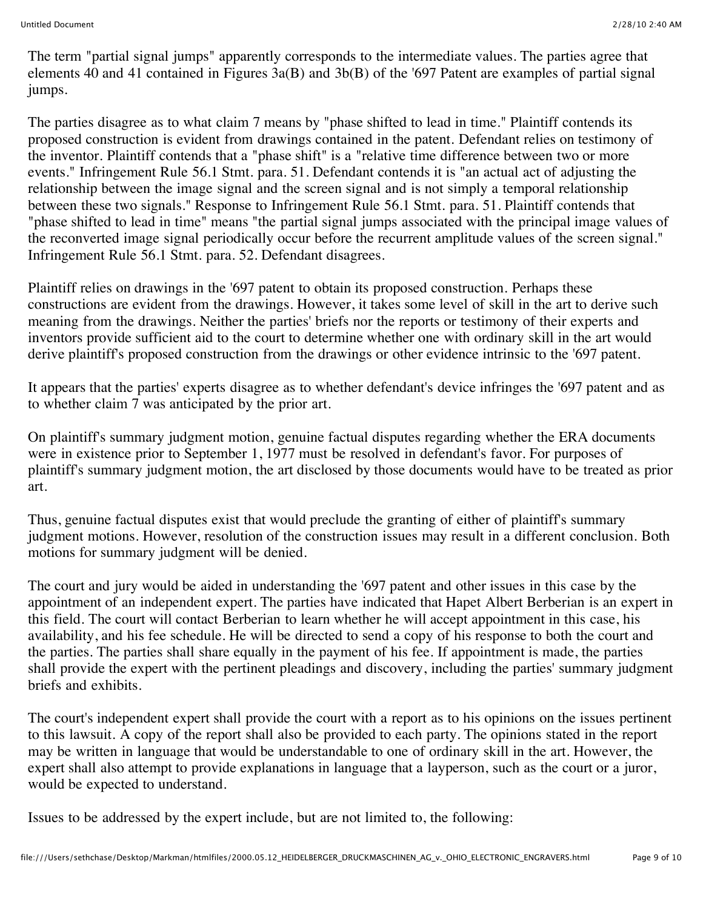The term "partial signal jumps" apparently corresponds to the intermediate values. The parties agree that elements 40 and 41 contained in Figures 3a(B) and 3b(B) of the '697 Patent are examples of partial signal jumps.

The parties disagree as to what claim 7 means by "phase shifted to lead in time." Plaintiff contends its proposed construction is evident from drawings contained in the patent. Defendant relies on testimony of the inventor. Plaintiff contends that a "phase shift" is a "relative time difference between two or more events." Infringement Rule 56.1 Stmt. para. 51. Defendant contends it is "an actual act of adjusting the relationship between the image signal and the screen signal and is not simply a temporal relationship between these two signals." Response to Infringement Rule 56.1 Stmt. para. 51. Plaintiff contends that "phase shifted to lead in time" means "the partial signal jumps associated with the principal image values of the reconverted image signal periodically occur before the recurrent amplitude values of the screen signal." Infringement Rule 56.1 Stmt. para. 52. Defendant disagrees.

Plaintiff relies on drawings in the '697 patent to obtain its proposed construction. Perhaps these constructions are evident from the drawings. However, it takes some level of skill in the art to derive such meaning from the drawings. Neither the parties' briefs nor the reports or testimony of their experts and inventors provide sufficient aid to the court to determine whether one with ordinary skill in the art would derive plaintiff's proposed construction from the drawings or other evidence intrinsic to the '697 patent.

It appears that the parties' experts disagree as to whether defendant's device infringes the '697 patent and as to whether claim 7 was anticipated by the prior art.

On plaintiff's summary judgment motion, genuine factual disputes regarding whether the ERA documents were in existence prior to September 1, 1977 must be resolved in defendant's favor. For purposes of plaintiff's summary judgment motion, the art disclosed by those documents would have to be treated as prior art.

Thus, genuine factual disputes exist that would preclude the granting of either of plaintiff's summary judgment motions. However, resolution of the construction issues may result in a different conclusion. Both motions for summary judgment will be denied.

The court and jury would be aided in understanding the '697 patent and other issues in this case by the appointment of an independent expert. The parties have indicated that Hapet Albert Berberian is an expert in this field. The court will contact Berberian to learn whether he will accept appointment in this case, his availability, and his fee schedule. He will be directed to send a copy of his response to both the court and the parties. The parties shall share equally in the payment of his fee. If appointment is made, the parties shall provide the expert with the pertinent pleadings and discovery, including the parties' summary judgment briefs and exhibits.

The court's independent expert shall provide the court with a report as to his opinions on the issues pertinent to this lawsuit. A copy of the report shall also be provided to each party. The opinions stated in the report may be written in language that would be understandable to one of ordinary skill in the art. However, the expert shall also attempt to provide explanations in language that a layperson, such as the court or a juror, would be expected to understand.

Issues to be addressed by the expert include, but are not limited to, the following: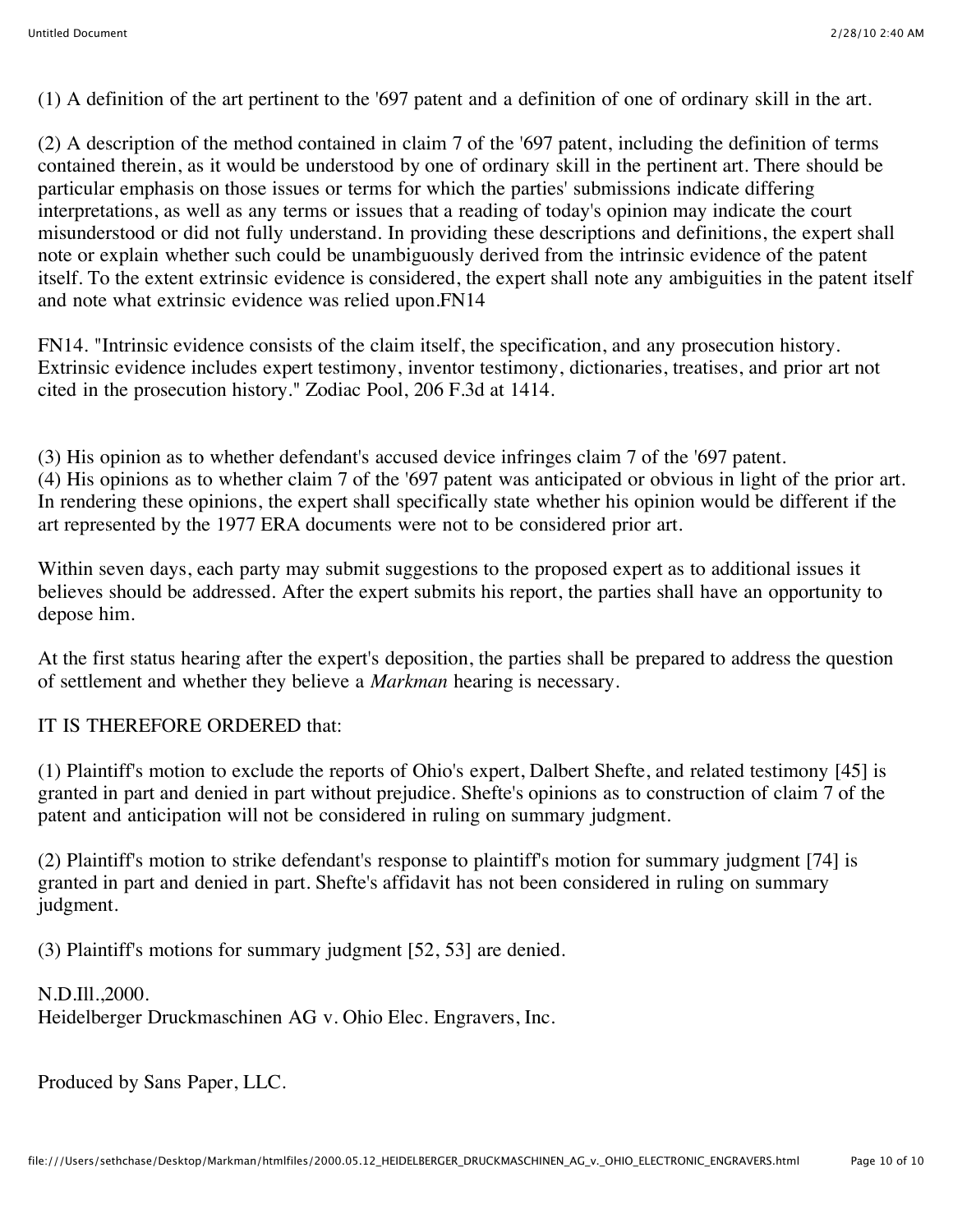(1) A definition of the art pertinent to the '697 patent and a definition of one of ordinary skill in the art.

(2) A description of the method contained in claim 7 of the '697 patent, including the definition of terms contained therein, as it would be understood by one of ordinary skill in the pertinent art. There should be particular emphasis on those issues or terms for which the parties' submissions indicate differing interpretations, as well as any terms or issues that a reading of today's opinion may indicate the court misunderstood or did not fully understand. In providing these descriptions and definitions, the expert shall note or explain whether such could be unambiguously derived from the intrinsic evidence of the patent itself. To the extent extrinsic evidence is considered, the expert shall note any ambiguities in the patent itself and note what extrinsic evidence was relied upon.FN14

FN14. "Intrinsic evidence consists of the claim itself, the specification, and any prosecution history. Extrinsic evidence includes expert testimony, inventor testimony, dictionaries, treatises, and prior art not cited in the prosecution history." Zodiac Pool, 206 F.3d at 1414.

(3) His opinion as to whether defendant's accused device infringes claim 7 of the '697 patent.

(4) His opinions as to whether claim 7 of the '697 patent was anticipated or obvious in light of the prior art. In rendering these opinions, the expert shall specifically state whether his opinion would be different if the art represented by the 1977 ERA documents were not to be considered prior art.

Within seven days, each party may submit suggestions to the proposed expert as to additional issues it believes should be addressed. After the expert submits his report, the parties shall have an opportunity to depose him.

At the first status hearing after the expert's deposition, the parties shall be prepared to address the question of settlement and whether they believe a *Markman* hearing is necessary.

IT IS THEREFORE ORDERED that:

(1) Plaintiff's motion to exclude the reports of Ohio's expert, Dalbert Shefte, and related testimony [45] is granted in part and denied in part without prejudice. Shefte's opinions as to construction of claim 7 of the patent and anticipation will not be considered in ruling on summary judgment.

(2) Plaintiff's motion to strike defendant's response to plaintiff's motion for summary judgment [74] is granted in part and denied in part. Shefte's affidavit has not been considered in ruling on summary judgment.

(3) Plaintiff's motions for summary judgment [52, 53] are denied.

N.D.Ill.,2000.
Heidelberger Druckmaschinen AG v. Ohio Elec. Engravers, Inc.

Produced by Sans Paper, LLC.